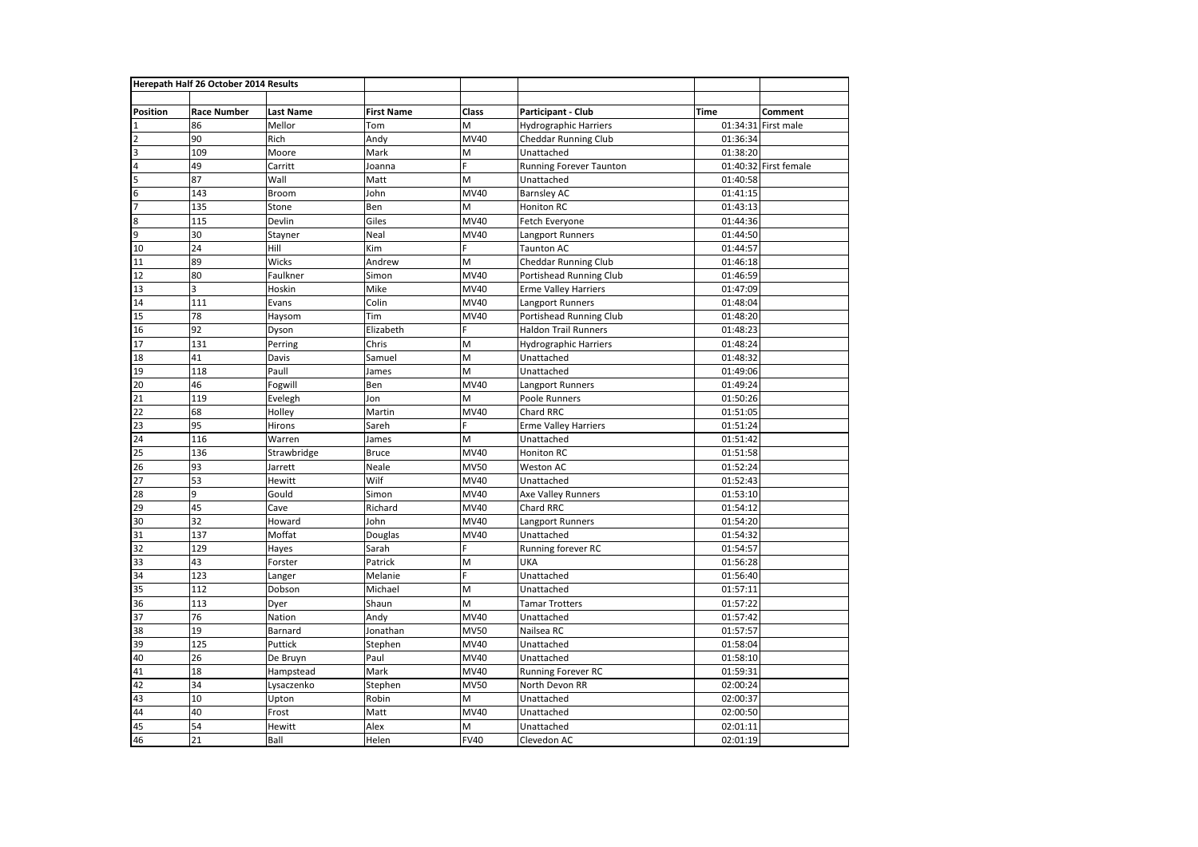**Herepath Half 26 October 2014 Results**

| Position | Race Number | Last Name | First Name | Class | Participant - Club | Time | Comment |
|---|---|---|---|---|---|---|---|
| 1 | 86 | Mellor | Tom | M | Hydrographic Harriers | 01:34:31 | First male |
| 2 | 90 | Rich | Andy | MV40 | Cheddar Running Club | 01:36:34 | |
| 3 | 109 | Moore | Mark | M | Unattached | 01:38:20 | |
| 4 | 49 | Carritt | Joanna | F | Running Forever Taunton | 01:40:32 | First female |
| 5 | 87 | Wall | Matt | M | Unattached | 01:40:58 | |
| 6 | 143 | Broom | John | MV40 | Barnsley AC | 01:41:15 | |
| 7 | 135 | Stone | Ben | M | Honiton RC | 01:43:13 | |
| 8 | 115 | Devlin | Giles | MV40 | Fetch Everyone | 01:44:36 | |
| 9 | 30 | Stayner | Neal | MV40 | Langport Runners | 01:44:50 | |
| 10 | 24 | Hill | Kim | F | Taunton AC | 01:44:57 | |
| 11 | 89 | Wicks | Andrew | M | Cheddar Running Club | 01:46:18 | |
| 12 | 80 | Faulkner | Simon | MV40 | Portishead Running Club | 01:46:59 | |
| 13 | 3 | Hoskin | Mike | MV40 | Erme Valley Harriers | 01:47:09 | |
| 14 | 111 | Evans | Colin | MV40 | Langport Runners | 01:48:04 | |
| 15 | 78 | Haysom | Tim | MV40 | Portishead Running Club | 01:48:20 | |
| 16 | 92 | Dyson | Elizabeth | F | Haldon Trail Runners | 01:48:23 | |
| 17 | 131 | Perring | Chris | M | Hydrographic Harriers | 01:48:24 | |
| 18 | 41 | Davis | Samuel | M | Unattached | 01:48:32 | |
| 19 | 118 | Paull | James | M | Unattached | 01:49:06 | |
| 20 | 46 | Fogwill | Ben | MV40 | Langport Runners | 01:49:24 | |
| 21 | 119 | Evelegh | Jon | M | Poole Runners | 01:50:26 | |
| 22 | 68 | Holley | Martin | MV40 | Chard RRC | 01:51:05 | |
| 23 | 95 | Hirons | Sareh | F | Erme Valley Harriers | 01:51:24 | |
| 24 | 116 | Warren | James | M | Unattached | 01:51:42 | |
| 25 | 136 | Strawbridge | Bruce | MV40 | Honiton RC | 01:51:58 | |
| 26 | 93 | Jarrett | Neale | MV50 | Weston AC | 01:52:24 | |
| 27 | 53 | Hewitt | Wilf | MV40 | Unattached | 01:52:43 | |
| 28 | 9 | Gould | Simon | MV40 | Axe Valley Runners | 01:53:10 | |
| 29 | 45 | Cave | Richard | MV40 | Chard RRC | 01:54:12 | |
| 30 | 32 | Howard | John | MV40 | Langport Runners | 01:54:20 | |
| 31 | 137 | Moffat | Douglas | MV40 | Unattached | 01:54:32 | |
| 32 | 129 | Hayes | Sarah | F | Running forever RC | 01:54:57 | |
| 33 | 43 | Forster | Patrick | M | UKA | 01:56:28 | |
| 34 | 123 | Langer | Melanie | F | Unattached | 01:56:40 | |
| 35 | 112 | Dobson | Michael | M | Unattached | 01:57:11 | |
| 36 | 113 | Dyer | Shaun | M | Tamar Trotters | 01:57:22 | |
| 37 | 76 | Nation | Andy | MV40 | Unattached | 01:57:42 | |
| 38 | 19 | Barnard | Jonathan | MV50 | Nailsea RC | 01:57:57 | |
| 39 | 125 | Puttick | Stephen | MV40 | Unattached | 01:58:04 | |
| 40 | 26 | De Bruyn | Paul | MV40 | Unattached | 01:58:10 | |
| 41 | 18 | Hampstead | Mark | MV40 | Running Forever RC | 01:59:31 | |
| 42 | 34 | Lysaczenko | Stephen | MV50 | North Devon RR | 02:00:24 | |
| 43 | 10 | Upton | Robin | M | Unattached | 02:00:37 | |
| 44 | 40 | Frost | Matt | MV40 | Unattached | 02:00:50 | |
| 45 | 54 | Hewitt | Alex | M | Unattached | 02:01:11 | |
| 46 | 21 | Ball | Helen | FV40 | Clevedon AC | 02:01:19 | |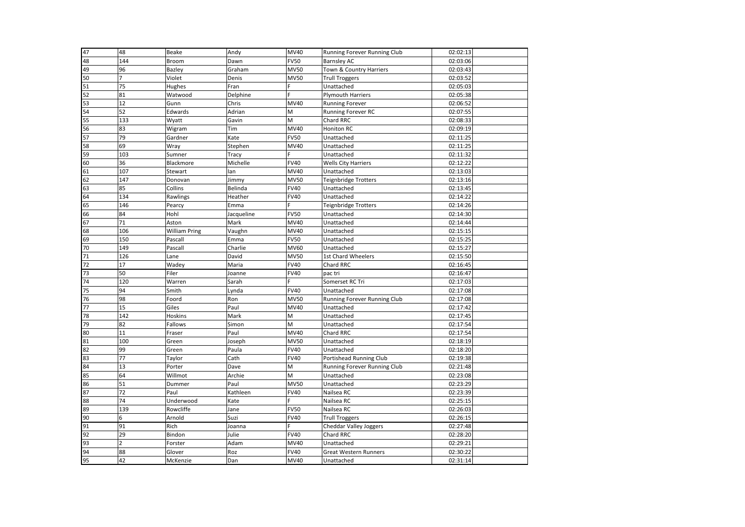| 47 | 48 | Beake | Andy | MV40 | Running Forever Running Club | 02:02:13 | |
|---|---|---|---|---|---|---|---|
| 48 | 144 | Broom | Dawn | FV50 | Barnsley AC | 02:03:06 | |
| 49 | 96 | Bazley | Graham | MV50 | Town & Country Harriers | 02:03:43 | |
| 50 | 7 | Violet | Denis | MV50 | Trull Troggers | 02:03:52 | |
| 51 | 75 | Hughes | Fran | F | Unattached | 02:05:03 | |
| 52 | 81 | Watwood | Delphine | F | Plymouth Harriers | 02:05:38 | |
| 53 | 12 | Gunn | Chris | MV40 | Running Forever | 02:06:52 | |
| 54 | 52 | Edwards | Adrian | M | Running Forever RC | 02:07:55 | |
| 55 | 133 | Wyatt | Gavin | M | Chard RRC | 02:08:33 | |
| 56 | 83 | Wigram | Tim | MV40 | Honiton RC | 02:09:19 | |
| 57 | 79 | Gardner | Kate | FV50 | Unattached | 02:11:25 | |
| 58 | 69 | Wray | Stephen | MV40 | Unattached | 02:11:25 | |
| 59 | 103 | Sumner | Tracy | F | Unattached | 02:11:32 | |
| 60 | 36 | Blackmore | Michelle | FV40 | Wells City Harriers | 02:12:22 | |
| 61 | 107 | Stewart | Ian | MV40 | Unattached | 02:13:03 | |
| 62 | 147 | Donovan | Jimmy | MV50 | Teignbridge Trotters | 02:13:16 | |
| 63 | 85 | Collins | Belinda | FV40 | Unattached | 02:13:45 | |
| 64 | 134 | Rawlings | Heather | FV40 | Unattached | 02:14:22 | |
| 65 | 146 | Pearcy | Emma | F | Teignbridge Trotters | 02:14:26 | |
| 66 | 84 | Hohl | Jacqueline | FV50 | Unattached | 02:14:30 | |
| 67 | 71 | Aston | Mark | MV40 | Unattached | 02:14:44 | |
| 68 | 106 | William Pring | Vaughn | MV40 | Unattached | 02:15:15 | |
| 69 | 150 | Pascall | Emma | FV50 | Unattached | 02:15:25 | |
| 70 | 149 | Pascall | Charlie | MV60 | Unattached | 02:15:27 | |
| 71 | 126 | Lane | David | MV50 | 1st Chard Wheelers | 02:15:50 | |
| 72 | 17 | Wadey | Maria | FV40 | Chard RRC | 02:16:45 | |
| 73 | 50 | Filer | Joanne | FV40 | pac tri | 02:16:47 | |
| 74 | 120 | Warren | Sarah | F | Somerset RC Tri | 02:17:03 | |
| 75 | 94 | Smith | Lynda | FV40 | Unattached | 02:17:08 | |
| 76 | 98 | Foord | Ron | MV50 | Running Forever Running Club | 02:17:08 | |
| 77 | 15 | Giles | Paul | MV40 | Unattached | 02:17:42 | |
| 78 | 142 | Hoskins | Mark | M | Unattached | 02:17:45 | |
| 79 | 82 | Fallows | Simon | M | Unattached | 02:17:54 | |
| 80 | 11 | Fraser | Paul | MV40 | Chard RRC | 02:17:54 | |
| 81 | 100 | Green | Joseph | MV50 | Unattached | 02:18:19 | |
| 82 | 99 | Green | Paula | FV40 | Unattached | 02:18:20 | |
| 83 | 77 | Taylor | Cath | FV40 | Portishead Running Club | 02:19:38 | |
| 84 | 13 | Porter | Dave | M | Running Forever Running Club | 02:21:48 | |
| 85 | 64 | Willmot | Archie | M | Unattached | 02:23:08 | |
| 86 | 51 | Dummer | Paul | MV50 | Unattached | 02:23:29 | |
| 87 | 72 | Paul | Kathleen | FV40 | Nailsea RC | 02:23:39 | |
| 88 | 74 | Underwood | Kate | F | Nailsea RC | 02:25:15 | |
| 89 | 139 | Rowcliffe | Jane | FV50 | Nailsea RC | 02:26:03 | |
| 90 | 6 | Arnold | Suzi | FV40 | Trull Troggers | 02:26:15 | |
| 91 | 91 | Rich | Joanna | F | Cheddar Valley Joggers | 02:27:48 | |
| 92 | 29 | Bindon | Julie | FV40 | Chard RRC | 02:28:20 | |
| 93 | 2 | Forster | Adam | MV40 | Unattached | 02:29:21 | |
| 94 | 88 | Glover | Roz | FV40 | Great Western Runners | 02:30:22 | |
| 95 | 42 | McKenzie | Dan | MV40 | Unattached | 02:31:14 | |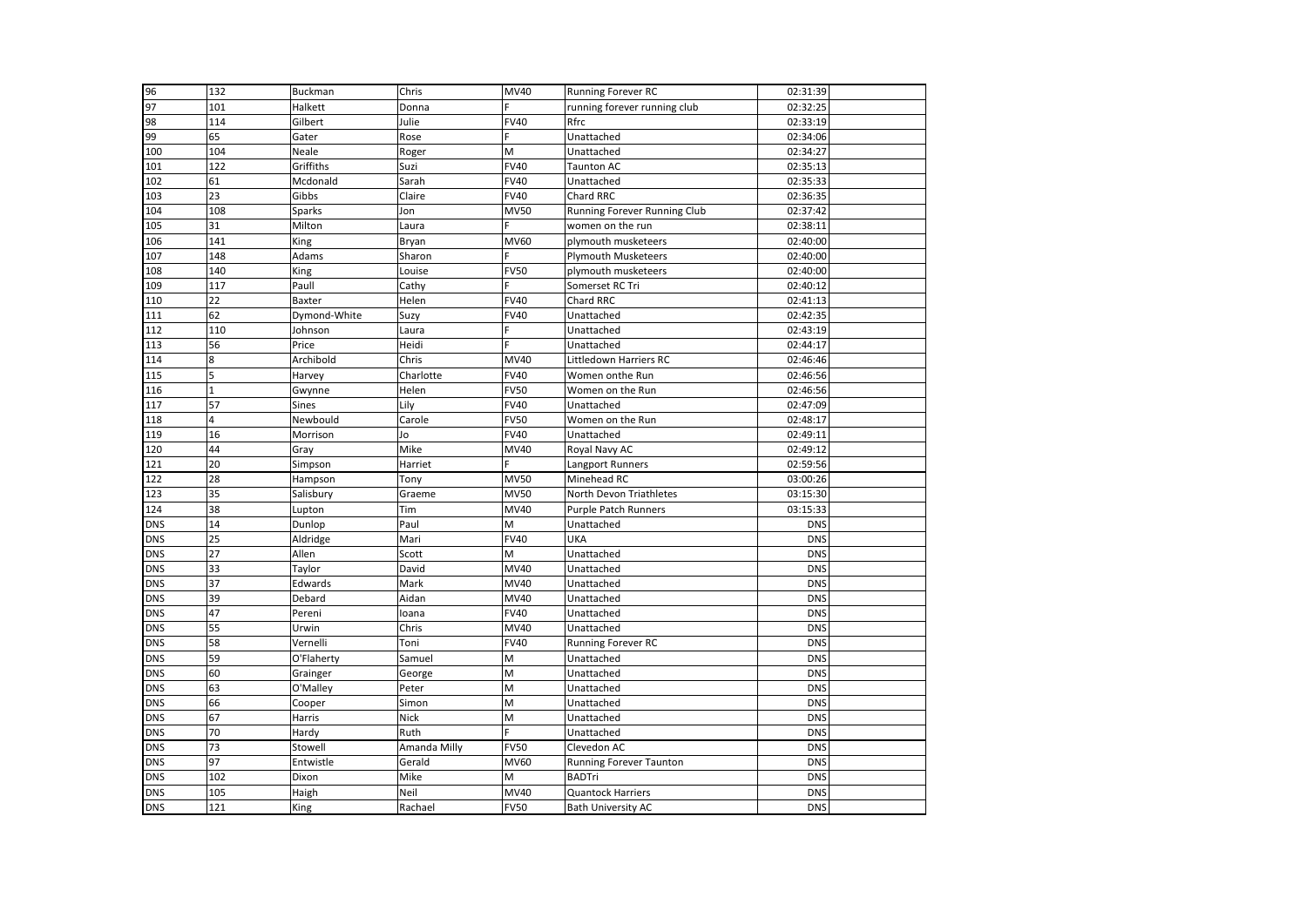| | | | | | | | |
|---|---|---|---|---|---|---|---|
| 96 | 132 | Buckman | Chris | MV40 | Running Forever RC | 02:31:39 | |
| 97 | 101 | Halkett | Donna | F | running forever running club | 02:32:25 | |
| 98 | 114 | Gilbert | Julie | FV40 | Rfrc | 02:33:19 | |
| 99 | 65 | Gater | Rose | F | Unattached | 02:34:06 | |
| 100 | 104 | Neale | Roger | M | Unattached | 02:34:27 | |
| 101 | 122 | Griffiths | Suzi | FV40 | Taunton AC | 02:35:13 | |
| 102 | 61 | Mcdonald | Sarah | FV40 | Unattached | 02:35:33 | |
| 103 | 23 | Gibbs | Claire | FV40 | Chard RRC | 02:36:35 | |
| 104 | 108 | Sparks | Jon | MV50 | Running Forever Running Club | 02:37:42 | |
| 105 | 31 | Milton | Laura | F | women on the run | 02:38:11 | |
| 106 | 141 | King | Bryan | MV60 | plymouth musketeers | 02:40:00 | |
| 107 | 148 | Adams | Sharon | F | Plymouth Musketeers | 02:40:00 | |
| 108 | 140 | King | Louise | FV50 | plymouth musketeers | 02:40:00 | |
| 109 | 117 | Paull | Cathy | F | Somerset RC Tri | 02:40:12 | |
| 110 | 22 | Baxter | Helen | FV40 | Chard RRC | 02:41:13 | |
| 111 | 62 | Dymond-White | Suzy | FV40 | Unattached | 02:42:35 | |
| 112 | 110 | Johnson | Laura | F | Unattached | 02:43:19 | |
| 113 | 56 | Price | Heidi | F | Unattached | 02:44:17 | |
| 114 | 8 | Archibold | Chris | MV40 | Littledown Harriers RC | 02:46:46 | |
| 115 | 5 | Harvey | Charlotte | FV40 | Women onthe Run | 02:46:56 | |
| 116 | 1 | Gwynne | Helen | FV50 | Women on the Run | 02:46:56 | |
| 117 | 57 | Sines | Lily | FV40 | Unattached | 02:47:09 | |
| 118 | 4 | Newbould | Carole | FV50 | Women on the Run | 02:48:17 | |
| 119 | 16 | Morrison | Jo | FV40 | Unattached | 02:49:11 | |
| 120 | 44 | Gray | Mike | MV40 | Royal Navy AC | 02:49:12 | |
| 121 | 20 | Simpson | Harriet | F | Langport Runners | 02:59:56 | |
| 122 | 28 | Hampson | Tony | MV50 | Minehead RC | 03:00:26 | |
| 123 | 35 | Salisbury | Graeme | MV50 | North Devon Triathletes | 03:15:30 | |
| 124 | 38 | Lupton | Tim | MV40 | Purple Patch Runners | 03:15:33 | |
| DNS | 14 | Dunlop | Paul | M | Unattached | DNS | |
| DNS | 25 | Aldridge | Mari | FV40 | UKA | DNS | |
| DNS | 27 | Allen | Scott | M | Unattached | DNS | |
| DNS | 33 | Taylor | David | MV40 | Unattached | DNS | |
| DNS | 37 | Edwards | Mark | MV40 | Unattached | DNS | |
| DNS | 39 | Debard | Aidan | MV40 | Unattached | DNS | |
| DNS | 47 | Pereni | Ioana | FV40 | Unattached | DNS | |
| DNS | 55 | Urwin | Chris | MV40 | Unattached | DNS | |
| DNS | 58 | Vernelli | Toni | FV40 | Running Forever RC | DNS | |
| DNS | 59 | O'Flaherty | Samuel | M | Unattached | DNS | |
| DNS | 60 | Grainger | George | M | Unattached | DNS | |
| DNS | 63 | O'Malley | Peter | M | Unattached | DNS | |
| DNS | 66 | Cooper | Simon | M | Unattached | DNS | |
| DNS | 67 | Harris | Nick | M | Unattached | DNS | |
| DNS | 70 | Hardy | Ruth | F | Unattached | DNS | |
| DNS | 73 | Stowell | Amanda Milly | FV50 | Clevedon AC | DNS | |
| DNS | 97 | Entwistle | Gerald | MV60 | Running Forever Taunton | DNS | |
| DNS | 102 | Dixon | Mike | M | BADTri | DNS | |
| DNS | 105 | Haigh | Neil | MV40 | Quantock Harriers | DNS | |
| DNS | 121 | King | Rachael | FV50 | Bath University AC | DNS | |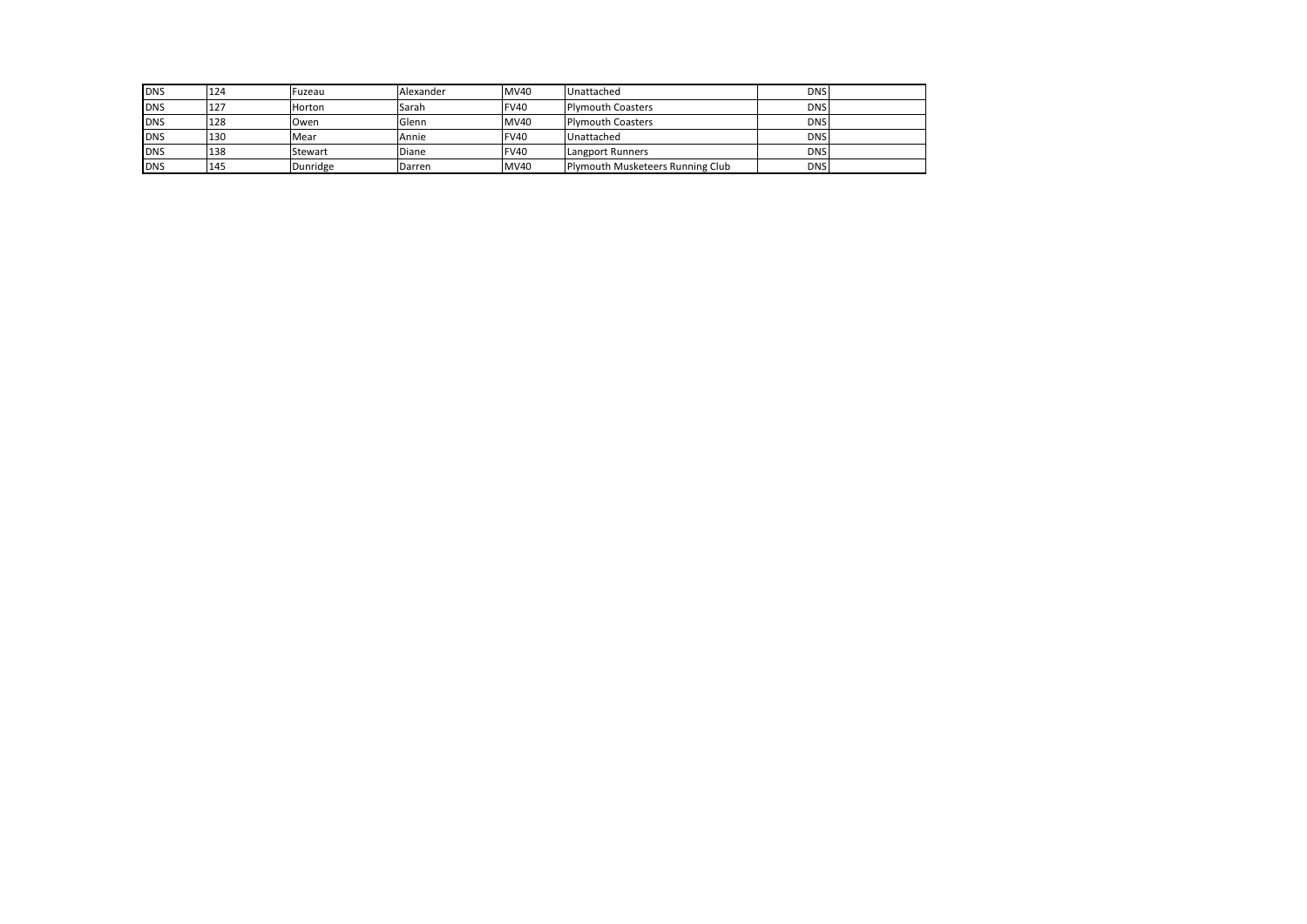| | | | | | | | |
|---|---|---|---|---|---|---|---|
| DNS | 124 | Fuzeau | Alexander | MV40 | Unattached | DNS | |
| DNS | 127 | Horton | Sarah | FV40 | Plymouth Coasters | DNS | |
| DNS | 128 | Owen | Glenn | MV40 | Plymouth Coasters | DNS | |
| DNS | 130 | Mear | Annie | FV40 | Unattached | DNS | |
| DNS | 138 | Stewart | Diane | FV40 | Langport Runners | DNS | |
| DNS | 145 | Dunridge | Darren | MV40 | Plymouth Musketeers Running Club | DNS | |